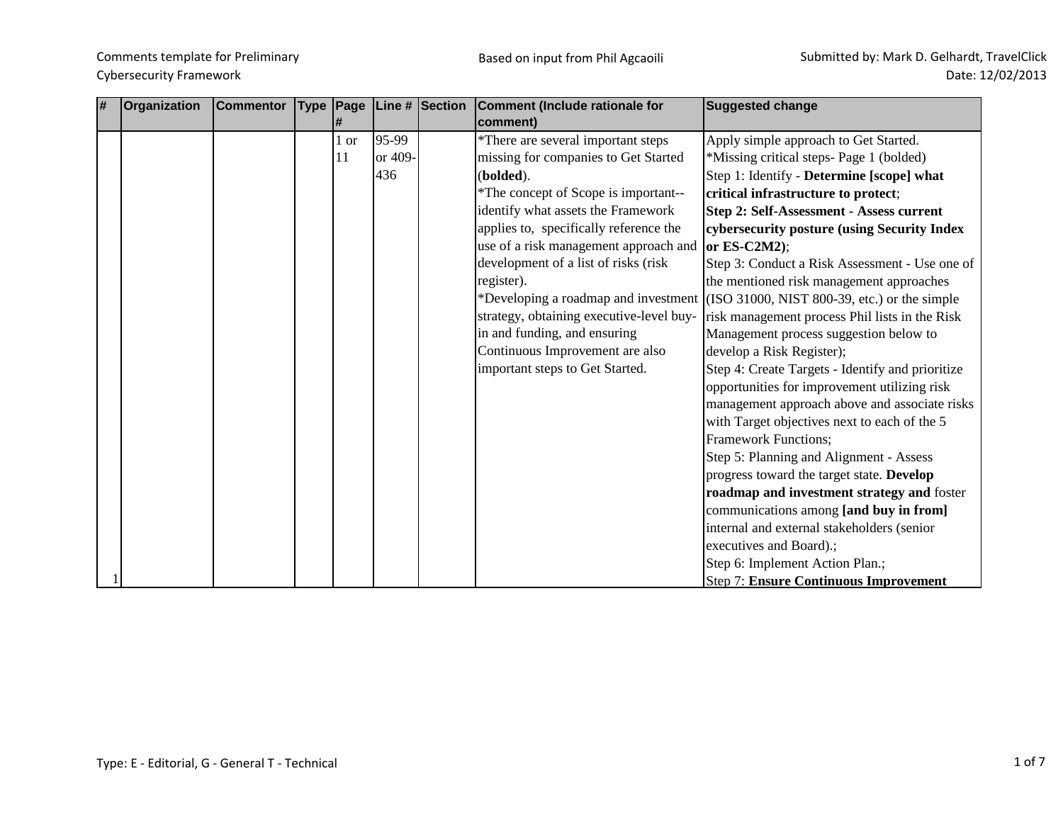Comments template for Preliminary Cybersecurity Framework

Based on input from Phil Agcaoili

Submitted by: Mark D. Gelhardt, TravelClick
Date: 12/02/2013

| # | Organization | Commentor | Type | Page # | Line # | Section | Comment (Include rationale for comment) | Suggested change |
|---|---|---|---|---|---|---|---|---|
| 1 | | | | 1 or 11 | 95-99 or 409-436 | | *There are several important steps missing for companies to Get Started (**bolded**).<br>*The concept of Scope is important--identify what assets the Framework applies to, specifically reference the use of a risk management approach and development of a list of risks (risk register).<br>*Developing a roadmap and investment strategy, obtaining executive-level buy-in and funding, and ensuring Continuous Improvement are also important steps to Get Started. | Apply simple approach to Get Started.<br>*Missing critical steps- Page 1 (bolded)<br>Step 1: Identify - **Determine [scope] what critical infrastructure to protect**;<br>**Step 2: Self-Assessment - Assess current cybersecurity posture (using Security Index or ES-C2M2)**;<br>Step 3: Conduct a Risk Assessment - Use one of the mentioned risk management approaches (ISO 31000, NIST 800-39, etc.) or the simple risk management process Phil lists in the Risk Management process suggestion below to develop a Risk Register);<br>Step 4: Create Targets - Identify and prioritize opportunities for improvement utilizing risk management approach above and associate risks with Target objectives next to each of the 5 Framework Functions;<br>Step 5: Planning and Alignment - Assess progress toward the target state. **Develop roadmap and investment strategy and** foster communications among **[and buy in from]** internal and external stakeholders (senior executives and Board).;<br>Step 6: Implement Action Plan.;<br>Step 7: **Ensure Continuous Improvement** |

Type: E - Editorial, G - General T - Technical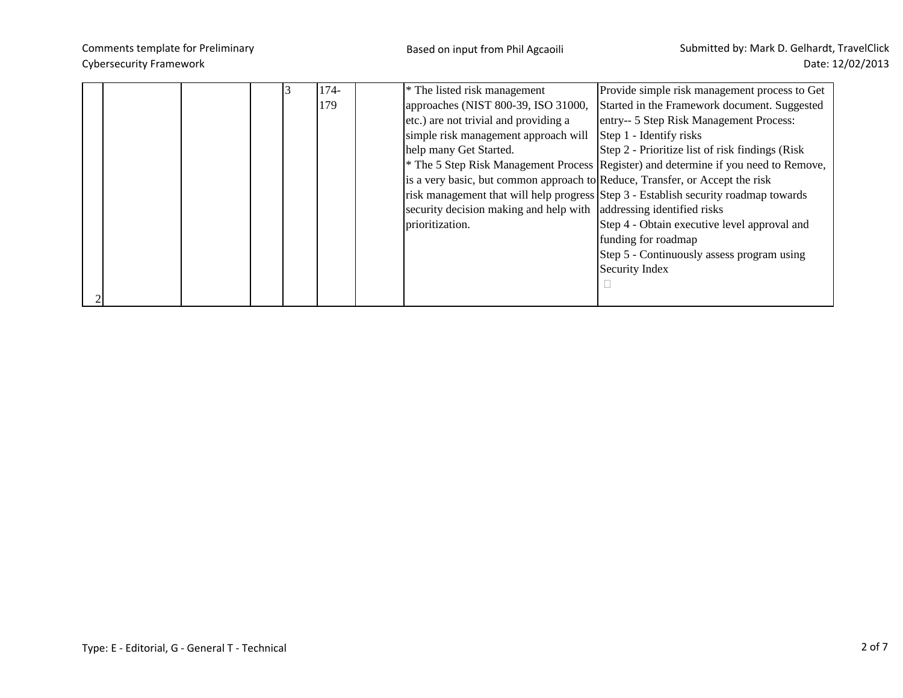| 2 | | | | 3 | 174-179 | | * The listed risk management approaches (NIST 800-39, ISO 31000, etc.) are not trivial and providing a simple risk management approach will help many Get Started.<br>* The 5 Step Risk Management Process is a very basic, but common approach to risk management that will help progress security decision making and help with prioritization. | Provide simple risk management process to Get Started in the Framework document. Suggested entry-- 5 Step Risk Management Process:<br>Step 1 - Identify risks<br>Step 2 - Prioritize list of risk findings (Risk Register) and determine if you need to Remove, Reduce, Transfer, or Accept the risk<br>Step 3 - Establish security roadmap towards addressing identified risks<br>Step 4 - Obtain executive level approval and funding for roadmap<br>Step 5 - Continuously assess program using Security Index |
|---|---|---|---|---|---|---|---|---|

Type: E - Editorial, G - General T - Technical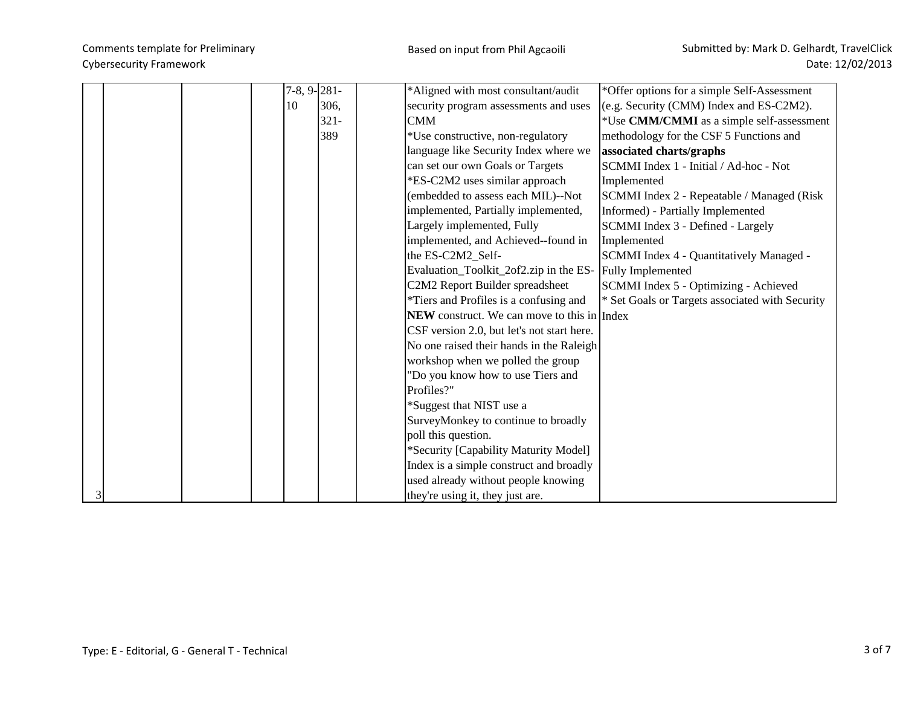|  |  |  |  |  |  |  |  |  |
|---|---|---|---|---|---|---|---|---|
| 3 |  |  |  | 7-8, 9-10 | 281-306, 321-389 |  | *Aligned with most consultant/audit security program assessments and uses CMM<br>*Use constructive, non-regulatory language like Security Index where we can set our own Goals or Targets<br>*ES-C2M2 uses similar approach (embedded to assess each MIL)--Not implemented, Partially implemented, Largely implemented, Fully implemented, and Achieved--found in the ES-C2M2_Self-Evaluation_Toolkit_2of2.zip in the ES-C2M2 Report Builder spreadsheet<br>*Tiers and Profiles is a confusing and **NEW** construct. We can move to this in CSF version 2.0, but let's not start here. No one raised their hands in the Raleigh workshop when we polled the group "Do you know how to use Tiers and Profiles?"<br>*Suggest that NIST use a SurveyMonkey to continue to broadly poll this question.<br>*Security [Capability Maturity Model] Index is a simple construct and broadly used already without people knowing they're using it, they just are. | *Offer options for a simple Self-Assessment (e.g. Security (CMM) Index and ES-C2M2).<br>*Use **CMM/CMMI** as a simple self-assessment methodology for the CSF 5 Functions and **associated charts/graphs**<br>SCMMI Index 1 - Initial / Ad-hoc - Not Implemented<br>SCMMI Index 2 - Repeatable / Managed (Risk Informed) - Partially Implemented<br>SCMMI Index 3 - Defined - Largely Implemented<br>SCMMI Index 4 - Quantitatively Managed - Fully Implemented<br>SCMMI Index 5 - Optimizing - Achieved<br>* Set Goals or Targets associated with Security Index |

Type: E - Editorial, G - General T - Technical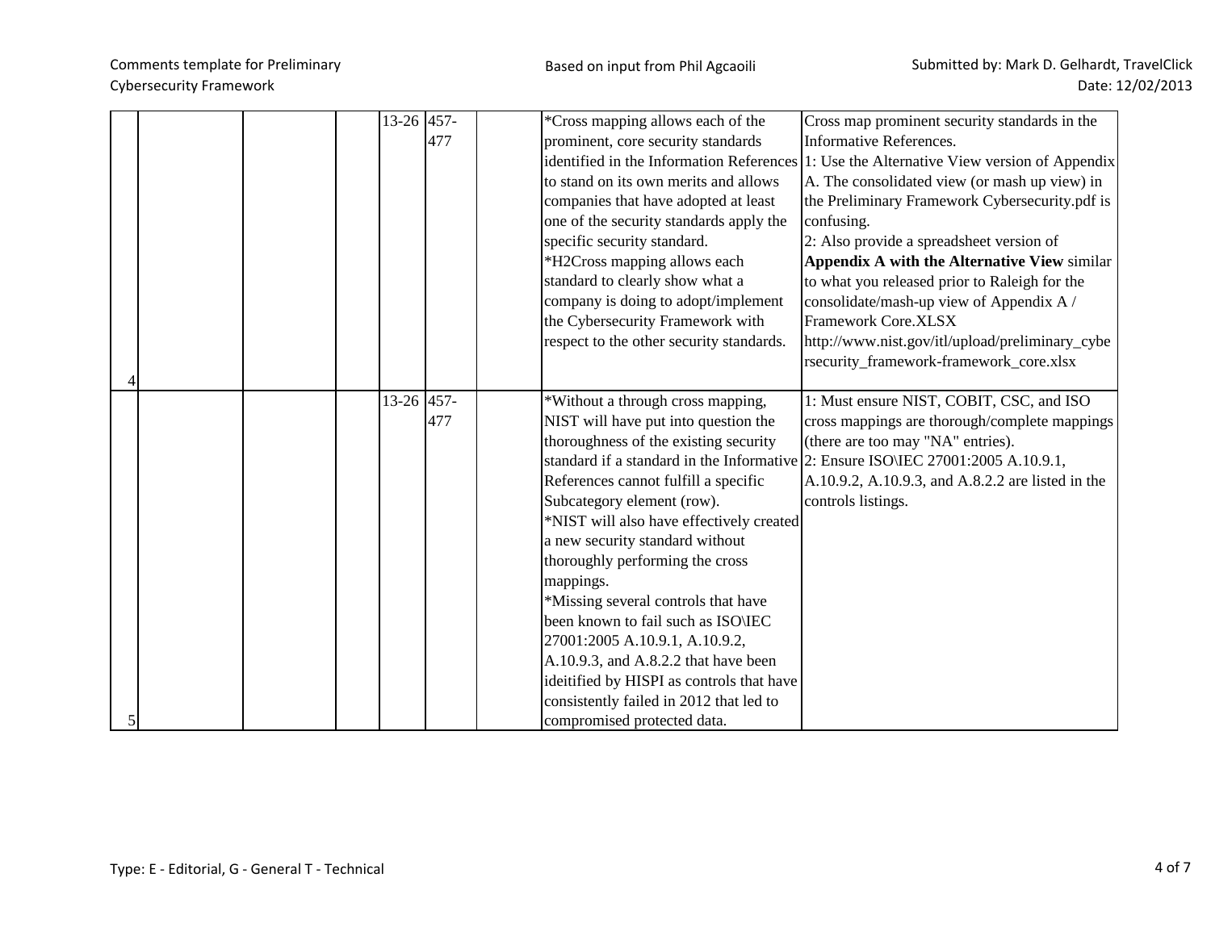| | | | | | | | | | |
|---|---|---|---|---|---|---|---|---|---|
| 4 | | | | 13-26 | 457-477 | | | *Cross mapping allows each of the prominent, core security standards identified in the Information References to stand on its own merits and allows companies that have adopted at least one of the security standards apply the specific security standard.<br>*H2Cross mapping allows each standard to clearly show what a company is doing to adopt/implement the Cybersecurity Framework with respect to the other security standards. | Cross map prominent security standards in the Informative References.<br>1: Use the Alternative View version of Appendix A. The consolidated view (or mash up view) in the Preliminary Framework Cybersecurity.pdf is confusing.<br>2: Also provide a spreadsheet version of **Appendix A with the Alternative View** similar to what you released prior to Raleigh for the consolidate/mash-up view of Appendix A / Framework Core.XLSX http://www.nist.gov/itl/upload/preliminary_cybersecurity_framework-framework_core.xlsx |
| 5 | | | | 13-26 | 457-477 | | | *Without a through cross mapping, NIST will have put into question the thoroughness of the existing security standard if a standard in the Informative References cannot fulfill a specific Subcategory element (row).<br>*NIST will also have effectively created a new security standard without thoroughly performing the cross mappings.<br>*Missing several controls that have been known to fail such as ISO\IEC 27001:2005 A.10.9.1, A.10.9.2, A.10.9.3, and A.8.2.2 that have been ideitified by HISPI as controls that have consistently failed in 2012 that led to compromised protected data. | 1: Must ensure NIST, COBIT, CSC, and ISO cross mappings are thorough/complete mappings (there are too may "NA" entries).<br>2: Ensure ISO\IEC 27001:2005 A.10.9.1, A.10.9.2, A.10.9.3, and A.8.2.2 are listed in the controls listings. |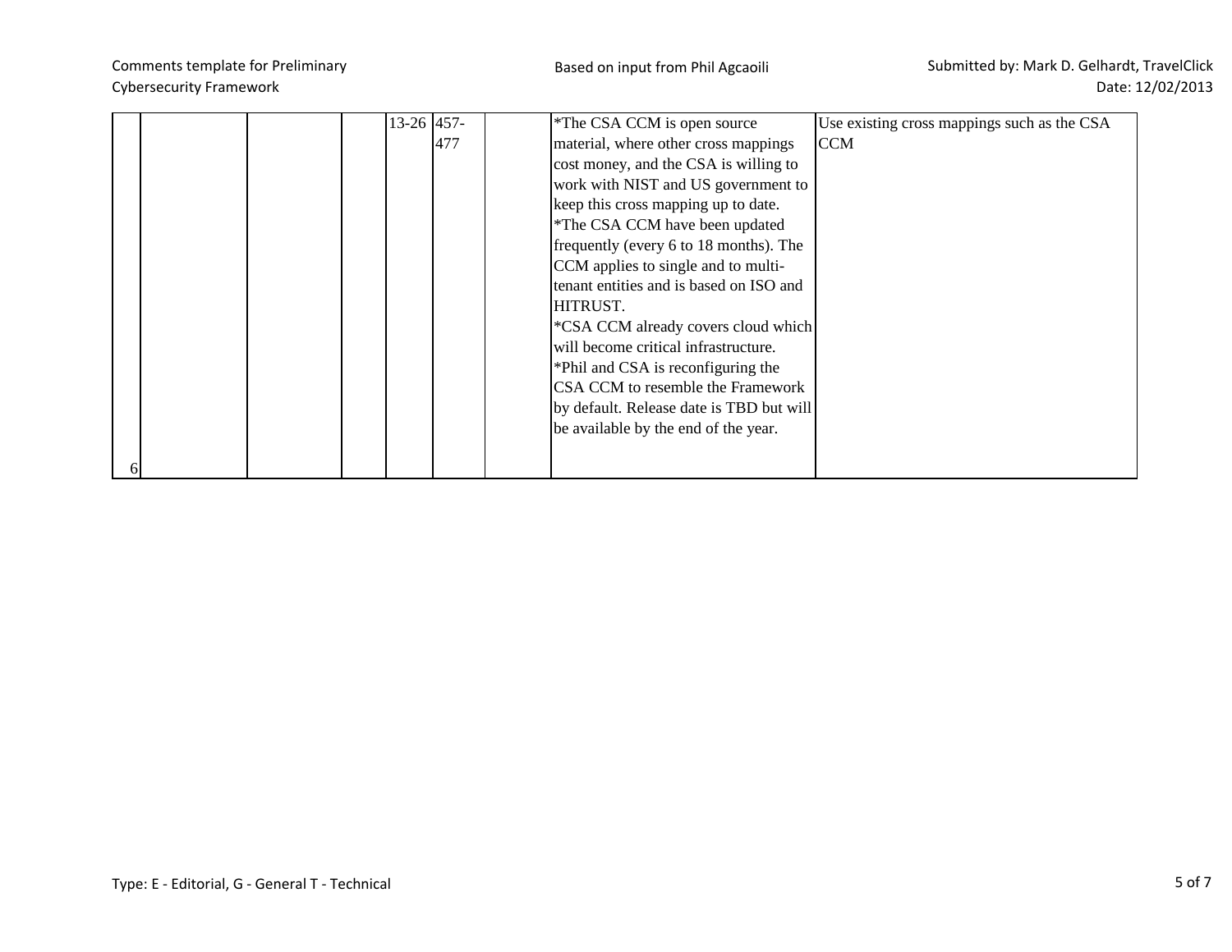| | | | | | | | | |
|---|---|---|---|---|---|---|---|---|
| 6 | | | | 13-26 | 457-477 | | *The CSA CCM is open source material, where other cross mappings cost money, and the CSA is willing to work with NIST and US government to keep this cross mapping up to date.<br>*The CSA CCM have been updated frequently (every 6 to 18 months). The CCM applies to single and to multi-tenant entities and is based on ISO and HITRUST.<br>*CSA CCM already covers cloud which will become critical infrastructure.<br>*Phil and CSA is reconfiguring the CSA CCM to resemble the Framework by default. Release date is TBD but will be available by the end of the year. | Use existing cross mappings such as the CSA CCM |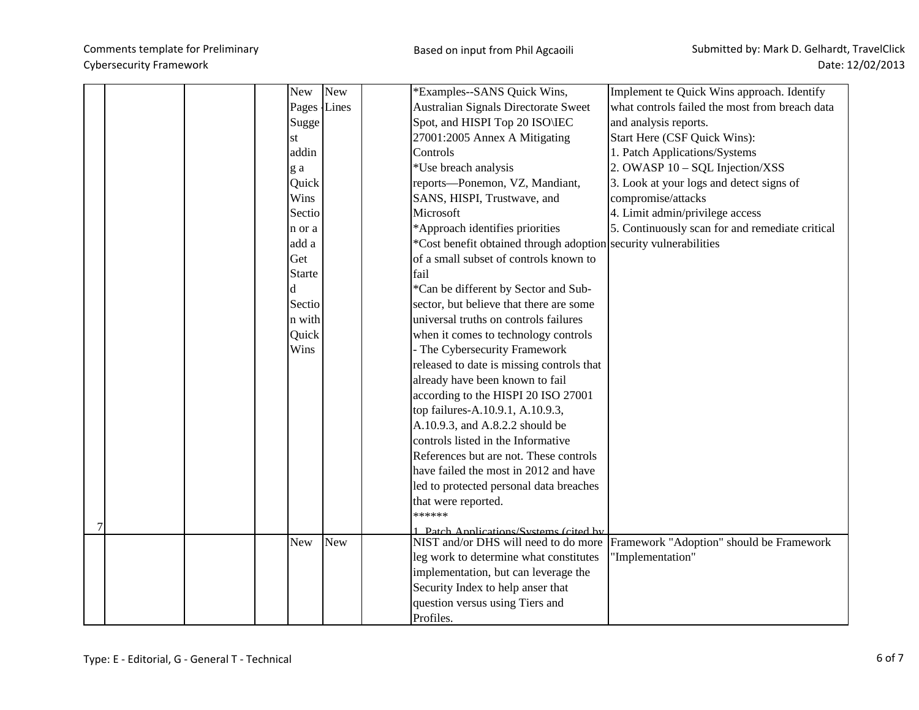| | | | | | | | | |
|---|---|---|---|---|---|---|---|---|
| 7 | | | | New Pages - Suggest adding a Quick Wins Section or a add a Get Started Section with Quick Wins | New Lines | | *Examples--SANS Quick Wins, Australian Signals Directorate Sweet Spot, and HISPI Top 20 ISO\IEC 27001:2005 Annex A Mitigating Controls<br>*Use breach analysis reports—Ponemon, VZ, Mandiant, SANS, HISPI, Trustwave, and Microsoft<br>*Approach identifies priorities<br>*Cost benefit obtained through adoption of a small subset of controls known to fail<br>*Can be different by Sector and Sub-sector, but believe that there are some universal truths on controls failures when it comes to technology controls<br>- The Cybersecurity Framework released to date is missing controls that already have been known to fail according to the HISPI 20 ISO 27001 top failures-A.10.9.1, A.10.9.3, A.10.9.3, and A.8.2.2 should be controls listed in the Informative References but are not. These controls have failed the most in 2012 and have led to protected personal data breaches that were reported.<br>******<br>1. Patch Applications/Systems (cited by | Implement te Quick Wins approach. Identify what controls failed the most from breach data and analysis reports.<br>Start Here (CSF Quick Wins):<br>1. Patch Applications/Systems<br>2. OWASP 10 – SQL Injection/XSS<br>3. Look at your logs and detect signs of compromise/attacks<br>4. Limit admin/privilege access<br>5. Continuously scan for and remediate critical security vulnerabilities |
| | | | | New | New | | NIST and/or DHS will need to do more leg work to determine what constitutes implementation, but can leverage the Security Index to help anser that question versus using Tiers and Profiles. | Framework "Adoption" should be Framework "Implementation" |

Type: E - Editorial, G - General T - Technical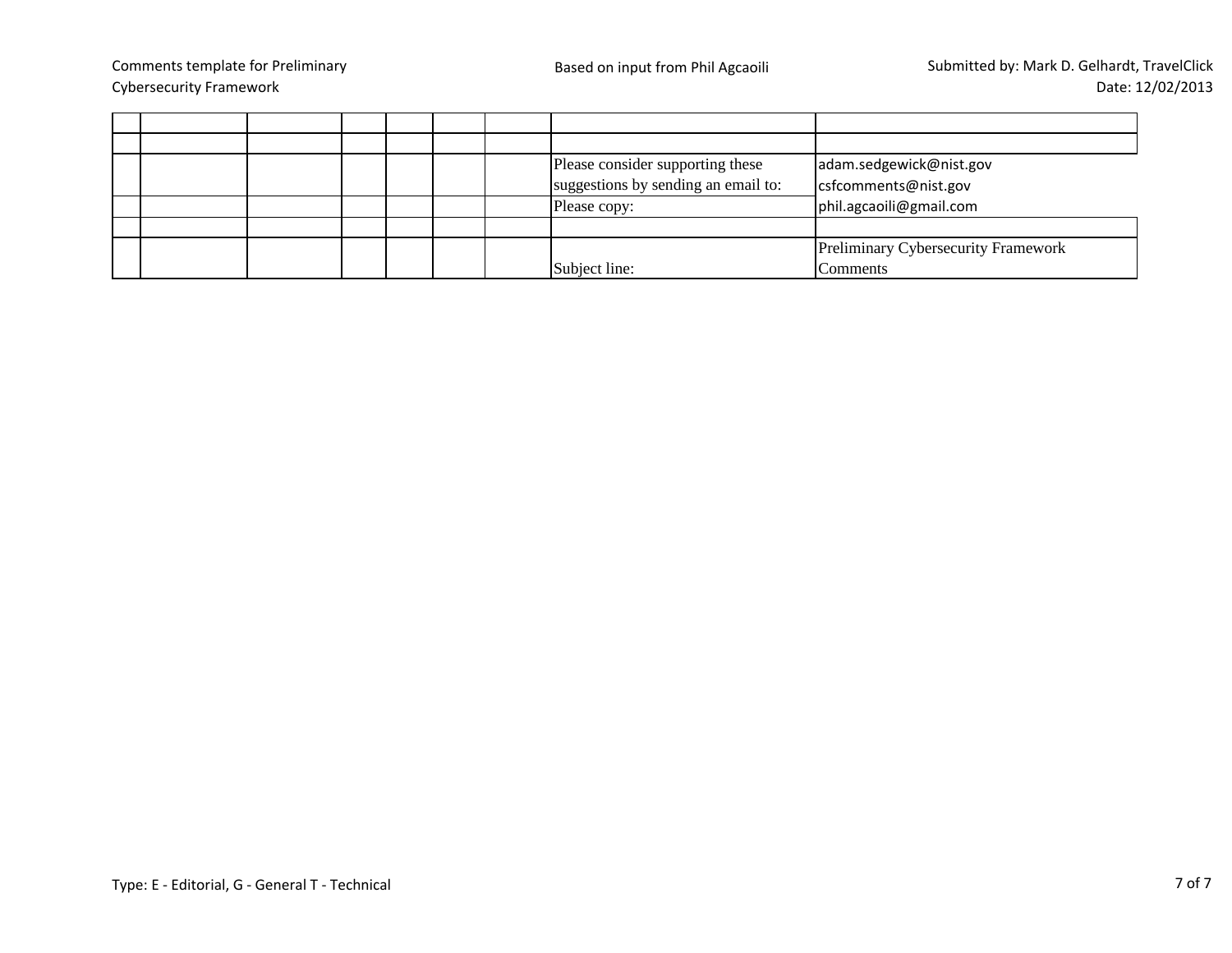| | | | | | | | | |
|---|---|---|---|---|---|---|---|---|
| | | | | | | | | |
| | | | | | | | | |
| | | | | | | | Please consider supporting these suggestions by sending an email to: | adam.sedgewick@nist.gov csfcomments@nist.gov |
| | | | | | | | Please copy: | phil.agcaoili@gmail.com |
| | | | | | | | | |
| | | | | | | | Subject line: | Preliminary Cybersecurity Framework Comments |

Type: E - Editorial, G - General T - Technical